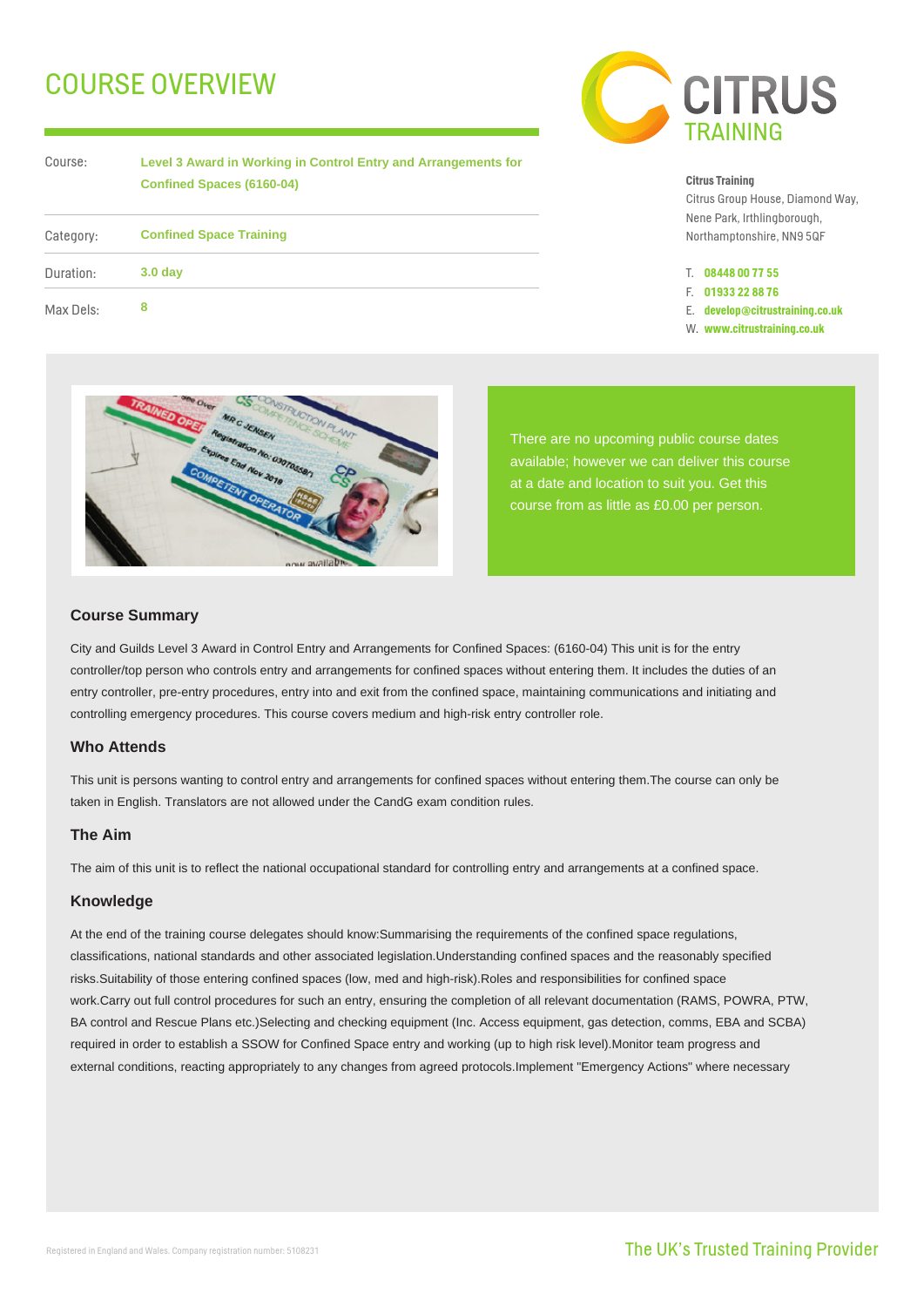# COURSE OVERVIEW

| | |
|---|---|
| Course: | **Level 3 Award in Working in Control Entry and Arrangements for Confined Spaces (6160-04)** |
| Category: | **Confined Space Training** |
| Duration: | **3.0 day** |
| Max Dels: | **8** |

CITRUS TRAINING

**Citrus Training**
Citrus Group House, Diamond Way,
Nene Park, Irthlingborough,
Northamptonshire, NN9 5QF

T. **08448 00 77 55**
F. **01933 22 88 76**
E. **develop@citrustraining.co.uk**
W. **www.citrustraining.co.uk**

There are no upcoming public course dates available; however we can deliver this course at a date and location to suit you. Get this course from as little as £0.00 per person.

### Course Summary

City and Guilds Level 3 Award in Control Entry and Arrangements for Confined Spaces: (6160-04) This unit is for the entry controller/top person who controls entry and arrangements for confined spaces without entering them. It includes the duties of an entry controller, pre-entry procedures, entry into and exit from the confined space, maintaining communications and initiating and controlling emergency procedures. This course covers medium and high-risk entry controller role.

### Who Attends

This unit is persons wanting to control entry and arrangements for confined spaces without entering them.The course can only be taken in English. Translators are not allowed under the CandG exam condition rules.

### The Aim

The aim of this unit is to reflect the national occupational standard for controlling entry and arrangements at a confined space.

### Knowledge

At the end of the training course delegates should know:Summarising the requirements of the confined space regulations, classifications, national standards and other associated legislation.Understanding confined spaces and the reasonably specified risks.Suitability of those entering confined spaces (low, med and high-risk).Roles and responsibilities for confined space work.Carry out full control procedures for such an entry, ensuring the completion of all relevant documentation (RAMS, POWRA, PTW, BA control and Rescue Plans etc.)Selecting and checking equipment (Inc. Access equipment, gas detection, comms, EBA and SCBA) required in order to establish a SSOW for Confined Space entry and working (up to high risk level).Monitor team progress and external conditions, reacting appropriately to any changes from agreed protocols.Implement "Emergency Actions" where necessary

Registered in England and Wales. Company registration number: 5108231

The UK's Trusted Training Provider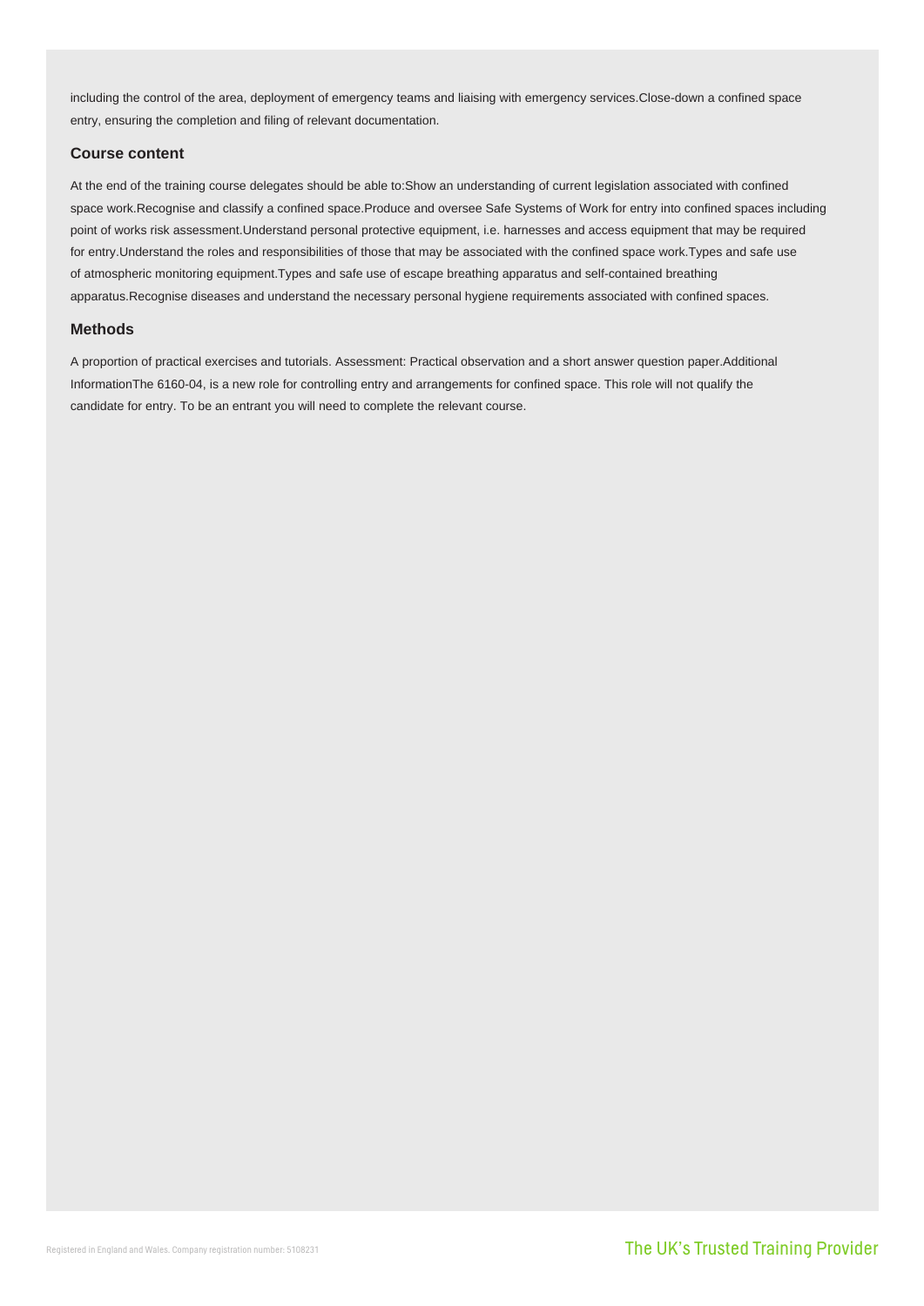including the control of the area, deployment of emergency teams and liaising with emergency services.Close-down a confined space entry, ensuring the completion and filing of relevant documentation.

### Course content

At the end of the training course delegates should be able to:Show an understanding of current legislation associated with confined space work.Recognise and classify a confined space.Produce and oversee Safe Systems of Work for entry into confined spaces including point of works risk assessment.Understand personal protective equipment, i.e. harnesses and access equipment that may be required for entry.Understand the roles and responsibilities of those that may be associated with the confined space work.Types and safe use of atmospheric monitoring equipment.Types and safe use of escape breathing apparatus and self-contained breathing apparatus.Recognise diseases and understand the necessary personal hygiene requirements associated with confined spaces.

### Methods

A proportion of practical exercises and tutorials. Assessment: Practical observation and a short answer question paper.Additional InformationThe 6160-04, is a new role for controlling entry and arrangements for confined space. This role will not qualify the candidate for entry. To be an entrant you will need to complete the relevant course.